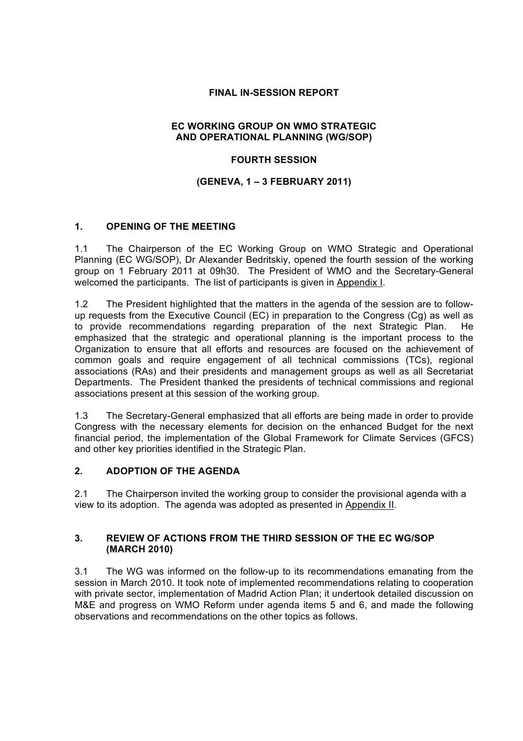**FINAL IN-SESSION REPORT**

**EC WORKING GROUP ON WMO STRATEGIC AND OPERATIONAL PLANNING (WG/SOP)**

**FOURTH SESSION**

**(GENEVA, 1 – 3 FEBRUARY 2011)**

## 1. OPENING OF THE MEETING

1.1 The Chairperson of the EC Working Group on WMO Strategic and Operational Planning (EC WG/SOP), Dr Alexander Bedritskiy, opened the fourth session of the working group on 1 February 2011 at 09h30. The President of WMO and the Secretary-General welcomed the participants. The list of participants is given in Appendix I.

1.2 The President highlighted that the matters in the agenda of the session are to follow-up requests from the Executive Council (EC) in preparation to the Congress (Cg) as well as to provide recommendations regarding preparation of the next Strategic Plan. He emphasized that the strategic and operational planning is the important process to the Organization to ensure that all efforts and resources are focused on the achievement of common goals and require engagement of all technical commissions (TCs), regional associations (RAs) and their presidents and management groups as well as all Secretariat Departments. The President thanked the presidents of technical commissions and regional associations present at this session of the working group.

1.3 The Secretary-General emphasized that all efforts are being made in order to provide Congress with the necessary elements for decision on the enhanced Budget for the next financial period, the implementation of the Global Framework for Climate Services (GFCS) and other key priorities identified in the Strategic Plan.

## 2. ADOPTION OF THE AGENDA

2.1 The Chairperson invited the working group to consider the provisional agenda with a view to its adoption. The agenda was adopted as presented in Appendix II.

## 3. REVIEW OF ACTIONS FROM THE THIRD SESSION OF THE EC WG/SOP (MARCH 2010)

3.1 The WG was informed on the follow-up to its recommendations emanating from the session in March 2010. It took note of implemented recommendations relating to cooperation with private sector, implementation of Madrid Action Plan; it undertook detailed discussion on M&E and progress on WMO Reform under agenda items 5 and 6, and made the following observations and recommendations on the other topics as follows.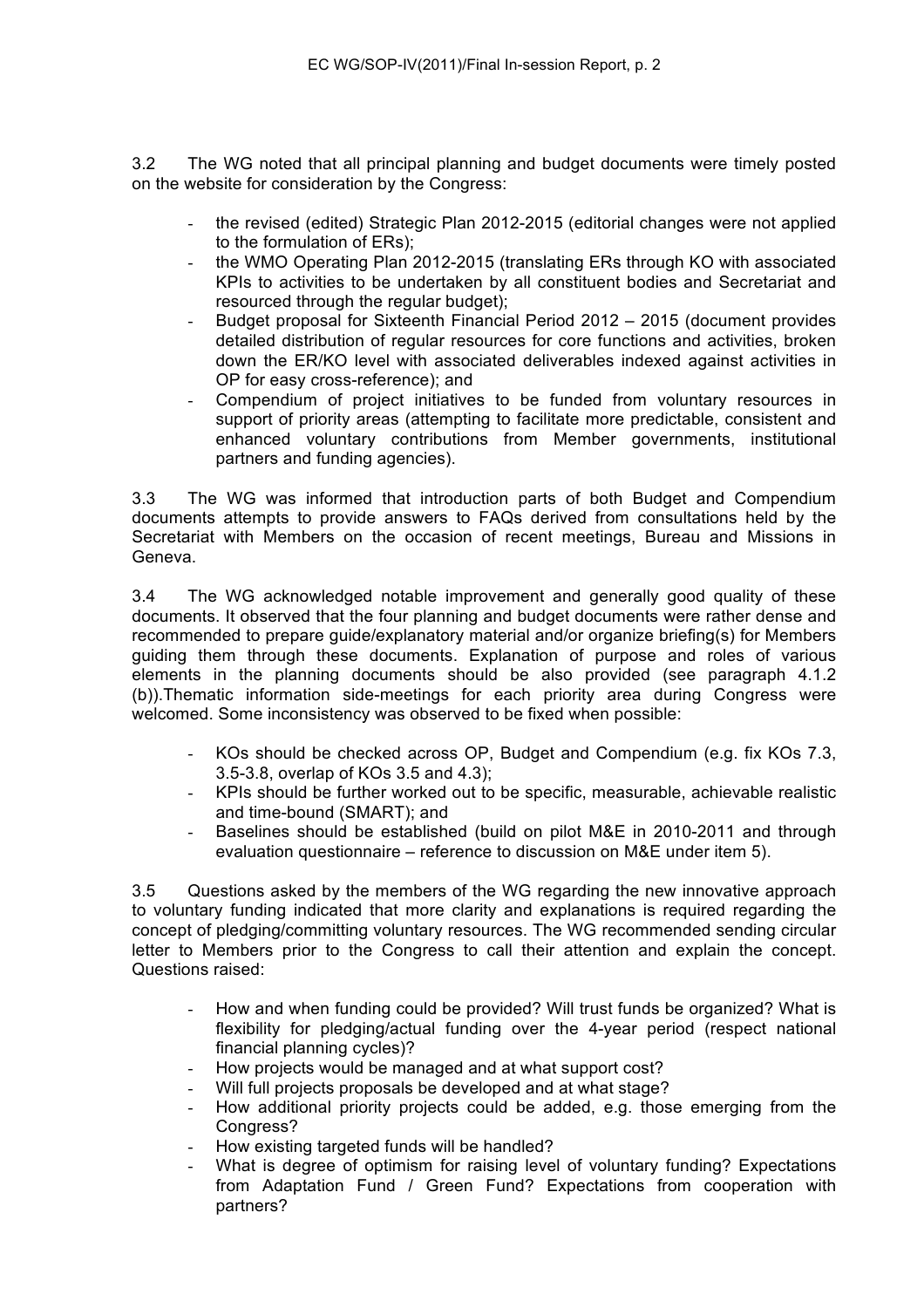3.2 The WG noted that all principal planning and budget documents were timely posted on the website for consideration by the Congress:

- the revised (edited) Strategic Plan 2012-2015 (editorial changes were not applied to the formulation of ERs);
- the WMO Operating Plan 2012-2015 (translating ERs through KO with associated KPIs to activities to be undertaken by all constituent bodies and Secretariat and resourced through the regular budget);
- Budget proposal for Sixteenth Financial Period 2012 – 2015 (document provides detailed distribution of regular resources for core functions and activities, broken down the ER/KO level with associated deliverables indexed against activities in OP for easy cross-reference); and
- Compendium of project initiatives to be funded from voluntary resources in support of priority areas (attempting to facilitate more predictable, consistent and enhanced voluntary contributions from Member governments, institutional partners and funding agencies).

3.3 The WG was informed that introduction parts of both Budget and Compendium documents attempts to provide answers to FAQs derived from consultations held by the Secretariat with Members on the occasion of recent meetings, Bureau and Missions in Geneva.

3.4 The WG acknowledged notable improvement and generally good quality of these documents. It observed that the four planning and budget documents were rather dense and recommended to prepare guide/explanatory material and/or organize briefing(s) for Members guiding them through these documents. Explanation of purpose and roles of various elements in the planning documents should be also provided (see paragraph 4.1.2 (b)).Thematic information side-meetings for each priority area during Congress were welcomed. Some inconsistency was observed to be fixed when possible:

- KOs should be checked across OP, Budget and Compendium (e.g. fix KOs 7.3, 3.5-3.8, overlap of KOs 3.5 and 4.3);
- KPIs should be further worked out to be specific, measurable, achievable realistic and time-bound (SMART); and
- Baselines should be established (build on pilot M&E in 2010-2011 and through evaluation questionnaire – reference to discussion on M&E under item 5).

3.5 Questions asked by the members of the WG regarding the new innovative approach to voluntary funding indicated that more clarity and explanations is required regarding the concept of pledging/committing voluntary resources. The WG recommended sending circular letter to Members prior to the Congress to call their attention and explain the concept. Questions raised:

- How and when funding could be provided? Will trust funds be organized? What is flexibility for pledging/actual funding over the 4-year period (respect national financial planning cycles)?
- How projects would be managed and at what support cost?
- Will full projects proposals be developed and at what stage?
- How additional priority projects could be added, e.g. those emerging from the Congress?
- How existing targeted funds will be handled?
- What is degree of optimism for raising level of voluntary funding? Expectations from Adaptation Fund / Green Fund? Expectations from cooperation with partners?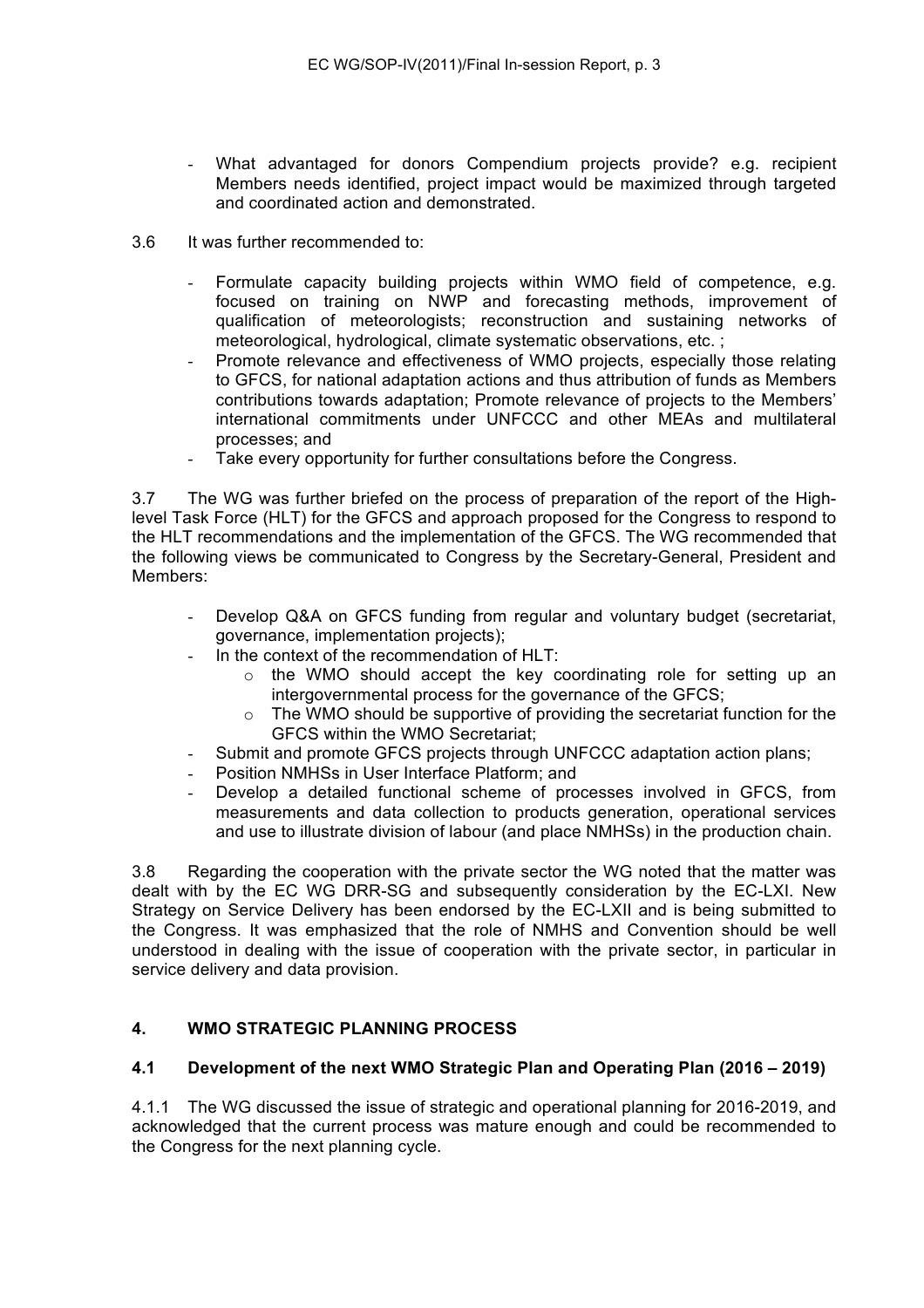- What advantaged for donors Compendium projects provide? e.g. recipient Members needs identified, project impact would be maximized through targeted and coordinated action and demonstrated.

3.6 It was further recommended to:

- Formulate capacity building projects within WMO field of competence, e.g. focused on training on NWP and forecasting methods, improvement of qualification of meteorologists; reconstruction and sustaining networks of meteorological, hydrological, climate systematic observations, etc. ;
- Promote relevance and effectiveness of WMO projects, especially those relating to GFCS, for national adaptation actions and thus attribution of funds as Members contributions towards adaptation; Promote relevance of projects to the Members' international commitments under UNFCCC and other MEAs and multilateral processes; and
- Take every opportunity for further consultations before the Congress.

3.7 The WG was further briefed on the process of preparation of the report of the High-level Task Force (HLT) for the GFCS and approach proposed for the Congress to respond to the HLT recommendations and the implementation of the GFCS. The WG recommended that the following views be communicated to Congress by the Secretary-General, President and Members:

- Develop Q&A on GFCS funding from regular and voluntary budget (secretariat, governance, implementation projects);
- In the context of the recommendation of HLT:
    - the WMO should accept the key coordinating role for setting up an intergovernmental process for the governance of the GFCS;
    - The WMO should be supportive of providing the secretariat function for the GFCS within the WMO Secretariat;
- Submit and promote GFCS projects through UNFCCC adaptation action plans;
- Position NMHSs in User Interface Platform; and
- Develop a detailed functional scheme of processes involved in GFCS, from measurements and data collection to products generation, operational services and use to illustrate division of labour (and place NMHSs) in the production chain.

3.8 Regarding the cooperation with the private sector the WG noted that the matter was dealt with by the EC WG DRR-SG and subsequently consideration by the EC-LXI. New Strategy on Service Delivery has been endorsed by the EC-LXII and is being submitted to the Congress. It was emphasized that the role of NMHS and Convention should be well understood in dealing with the issue of cooperation with the private sector, in particular in service delivery and data provision.

## 4. WMO STRATEGIC PLANNING PROCESS

### 4.1 Development of the next WMO Strategic Plan and Operating Plan (2016 – 2019)

4.1.1 The WG discussed the issue of strategic and operational planning for 2016-2019, and acknowledged that the current process was mature enough and could be recommended to the Congress for the next planning cycle.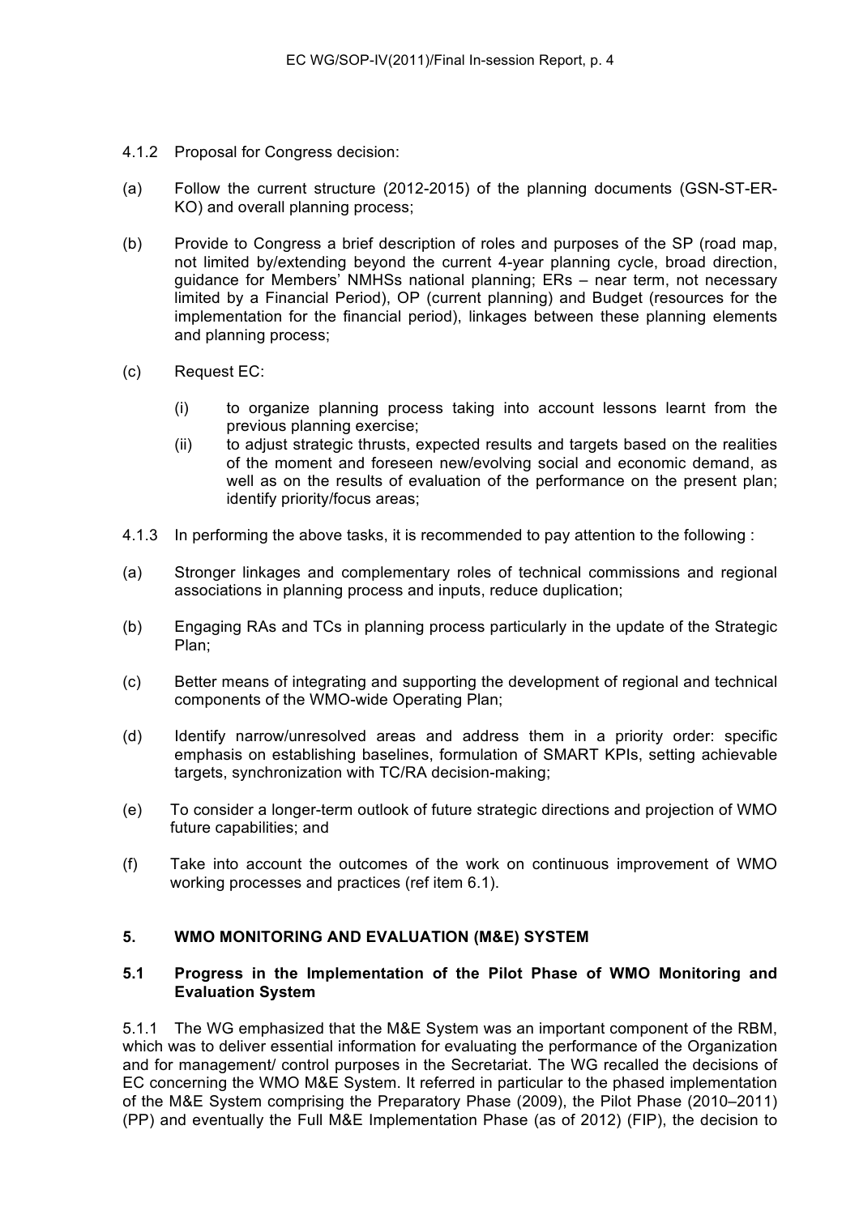4.1.2 Proposal for Congress decision:

(a) Follow the current structure (2012-2015) of the planning documents (GSN-ST-ER-KO) and overall planning process;

(b) Provide to Congress a brief description of roles and purposes of the SP (road map, not limited by/extending beyond the current 4-year planning cycle, broad direction, guidance for Members' NMHSs national planning; ERs – near term, not necessary limited by a Financial Period), OP (current planning) and Budget (resources for the implementation for the financial period), linkages between these planning elements and planning process;

(c) Request EC:

  (i) to organize planning process taking into account lessons learnt from the previous planning exercise;
  
  (ii) to adjust strategic thrusts, expected results and targets based on the realities of the moment and foreseen new/evolving social and economic demand, as well as on the results of evaluation of the performance on the present plan; identify priority/focus areas;

4.1.3 In performing the above tasks, it is recommended to pay attention to the following :

(a) Stronger linkages and complementary roles of technical commissions and regional associations in planning process and inputs, reduce duplication;

(b) Engaging RAs and TCs in planning process particularly in the update of the Strategic Plan;

(c) Better means of integrating and supporting the development of regional and technical components of the WMO-wide Operating Plan;

(d) Identify narrow/unresolved areas and address them in a priority order: specific emphasis on establishing baselines, formulation of SMART KPIs, setting achievable targets, synchronization with TC/RA decision-making;

(e) To consider a longer-term outlook of future strategic directions and projection of WMO future capabilities; and

(f) Take into account the outcomes of the work on continuous improvement of WMO working processes and practices (ref item 6.1).

## 5. WMO MONITORING AND EVALUATION (M&E) SYSTEM

### 5.1 Progress in the Implementation of the Pilot Phase of WMO Monitoring and Evaluation System

5.1.1 The WG emphasized that the M&E System was an important component of the RBM, which was to deliver essential information for evaluating the performance of the Organization and for management/ control purposes in the Secretariat. The WG recalled the decisions of EC concerning the WMO M&E System. It referred in particular to the phased implementation of the M&E System comprising the Preparatory Phase (2009), the Pilot Phase (2010–2011) (PP) and eventually the Full M&E Implementation Phase (as of 2012) (FIP), the decision to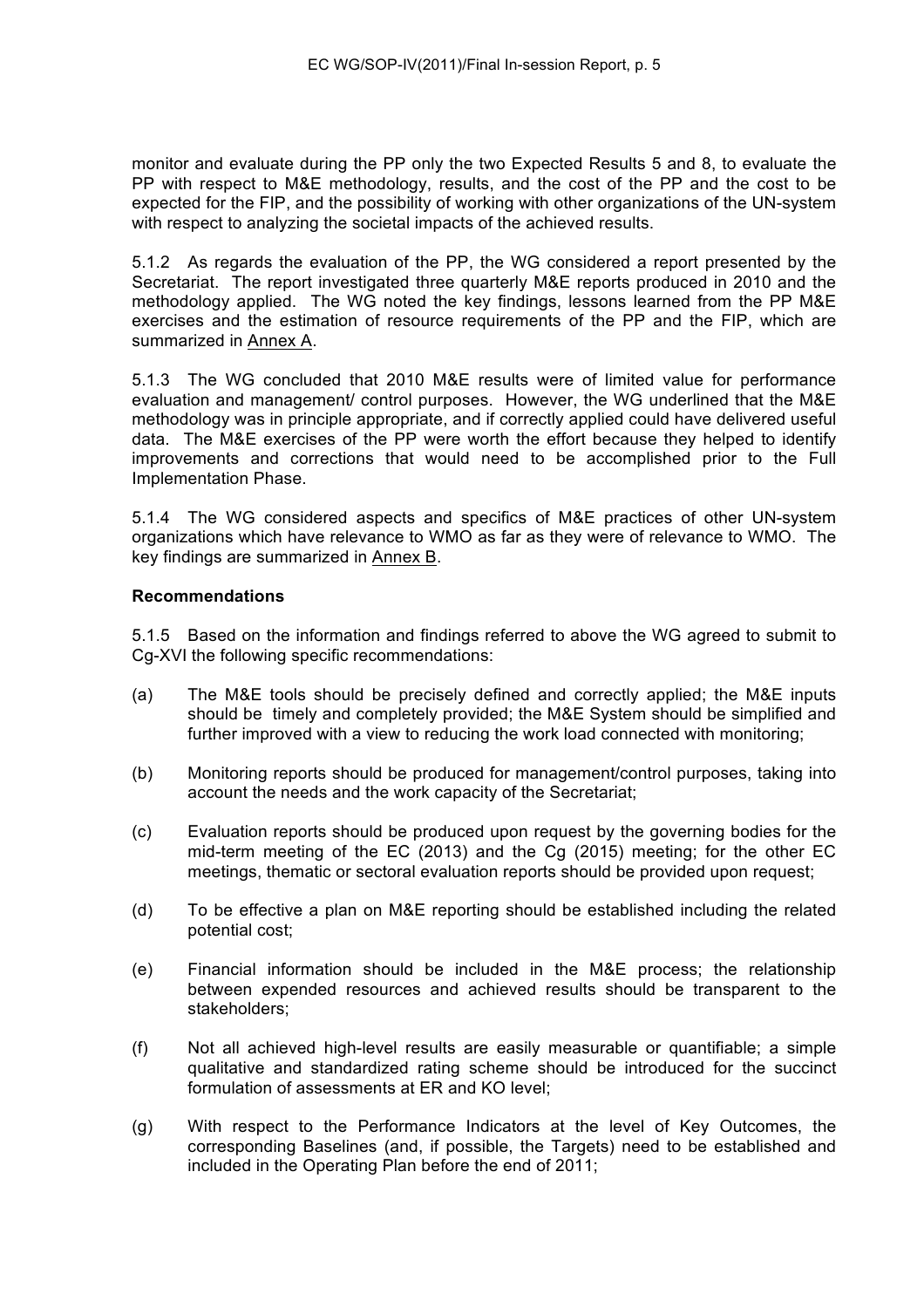monitor and evaluate during the PP only the two Expected Results 5 and 8, to evaluate the PP with respect to M&E methodology, results, and the cost of the PP and the cost to be expected for the FIP, and the possibility of working with other organizations of the UN-system with respect to analyzing the societal impacts of the achieved results.

5.1.2 As regards the evaluation of the PP, the WG considered a report presented by the Secretariat. The report investigated three quarterly M&E reports produced in 2010 and the methodology applied. The WG noted the key findings, lessons learned from the PP M&E exercises and the estimation of resource requirements of the PP and the FIP, which are summarized in Annex A.

5.1.3 The WG concluded that 2010 M&E results were of limited value for performance evaluation and management/ control purposes. However, the WG underlined that the M&E methodology was in principle appropriate, and if correctly applied could have delivered useful data. The M&E exercises of the PP were worth the effort because they helped to identify improvements and corrections that would need to be accomplished prior to the Full Implementation Phase.

5.1.4 The WG considered aspects and specifics of M&E practices of other UN-system organizations which have relevance to WMO as far as they were of relevance to WMO. The key findings are summarized in Annex B.

**Recommendations**

5.1.5 Based on the information and findings referred to above the WG agreed to submit to Cg-XVI the following specific recommendations:

(a) The M&E tools should be precisely defined and correctly applied; the M&E inputs should be timely and completely provided; the M&E System should be simplified and further improved with a view to reducing the work load connected with monitoring;

(b) Monitoring reports should be produced for management/control purposes, taking into account the needs and the work capacity of the Secretariat;

(c) Evaluation reports should be produced upon request by the governing bodies for the mid-term meeting of the EC (2013) and the Cg (2015) meeting; for the other EC meetings, thematic or sectoral evaluation reports should be provided upon request;

(d) To be effective a plan on M&E reporting should be established including the related potential cost;

(e) Financial information should be included in the M&E process; the relationship between expended resources and achieved results should be transparent to the stakeholders;

(f) Not all achieved high-level results are easily measurable or quantifiable; a simple qualitative and standardized rating scheme should be introduced for the succinct formulation of assessments at ER and KO level;

(g) With respect to the Performance Indicators at the level of Key Outcomes, the corresponding Baselines (and, if possible, the Targets) need to be established and included in the Operating Plan before the end of 2011;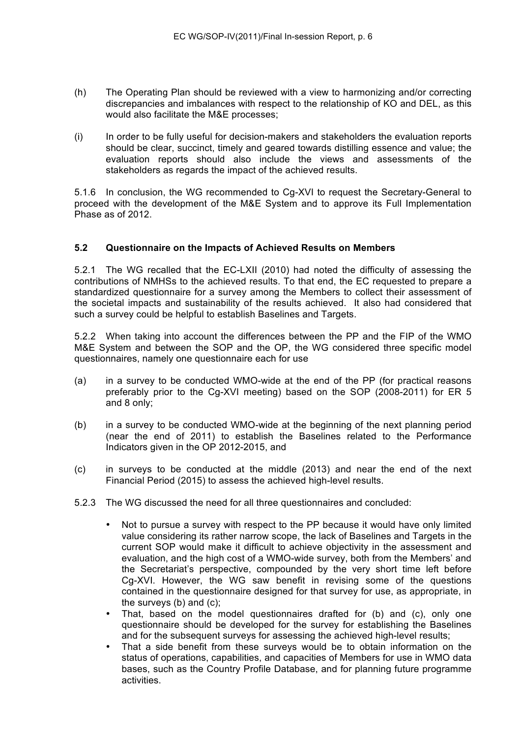(h) The Operating Plan should be reviewed with a view to harmonizing and/or correcting discrepancies and imbalances with respect to the relationship of KO and DEL, as this would also facilitate the M&E processes;

(i) In order to be fully useful for decision-makers and stakeholders the evaluation reports should be clear, succinct, timely and geared towards distilling essence and value; the evaluation reports should also include the views and assessments of the stakeholders as regards the impact of the achieved results.

5.1.6 In conclusion, the WG recommended to Cg-XVI to request the Secretary-General to proceed with the development of the M&E System and to approve its Full Implementation Phase as of 2012.

**5.2 Questionnaire on the Impacts of Achieved Results on Members**

5.2.1 The WG recalled that the EC-LXII (2010) had noted the difficulty of assessing the contributions of NMHSs to the achieved results. To that end, the EC requested to prepare a standardized questionnaire for a survey among the Members to collect their assessment of the societal impacts and sustainability of the results achieved. It also had considered that such a survey could be helpful to establish Baselines and Targets.

5.2.2 When taking into account the differences between the PP and the FIP of the WMO M&E System and between the SOP and the OP, the WG considered three specific model questionnaires, namely one questionnaire each for use

(a) in a survey to be conducted WMO-wide at the end of the PP (for practical reasons preferably prior to the Cg-XVI meeting) based on the SOP (2008-2011) for ER 5 and 8 only;

(b) in a survey to be conducted WMO-wide at the beginning of the next planning period (near the end of 2011) to establish the Baselines related to the Performance Indicators given in the OP 2012-2015, and

(c) in surveys to be conducted at the middle (2013) and near the end of the next Financial Period (2015) to assess the achieved high-level results.

5.2.3 The WG discussed the need for all three questionnaires and concluded:

- Not to pursue a survey with respect to the PP because it would have only limited value considering its rather narrow scope, the lack of Baselines and Targets in the current SOP would make it difficult to achieve objectivity in the assessment and evaluation, and the high cost of a WMO-wide survey, both from the Members' and the Secretariat's perspective, compounded by the very short time left before Cg-XVI. However, the WG saw benefit in revising some of the questions contained in the questionnaire designed for that survey for use, as appropriate, in the surveys (b) and (c);
- That, based on the model questionnaires drafted for (b) and (c), only one questionnaire should be developed for the survey for establishing the Baselines and for the subsequent surveys for assessing the achieved high-level results;
- That a side benefit from these surveys would be to obtain information on the status of operations, capabilities, and capacities of Members for use in WMO data bases, such as the Country Profile Database, and for planning future programme activities.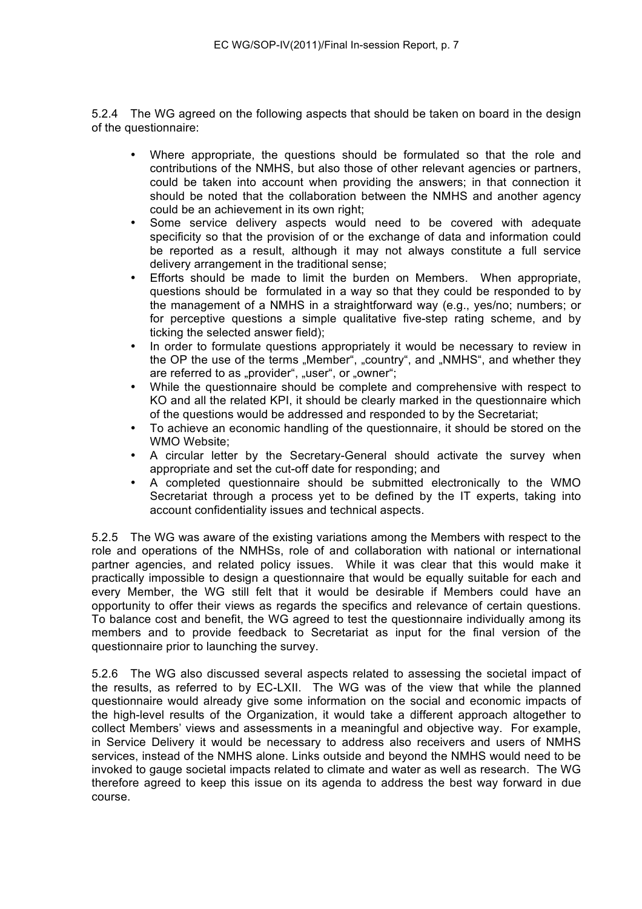5.2.4 The WG agreed on the following aspects that should be taken on board in the design of the questionnaire:

- Where appropriate, the questions should be formulated so that the role and contributions of the NMHS, but also those of other relevant agencies or partners, could be taken into account when providing the answers; in that connection it should be noted that the collaboration between the NMHS and another agency could be an achievement in its own right;
- Some service delivery aspects would need to be covered with adequate specificity so that the provision of or the exchange of data and information could be reported as a result, although it may not always constitute a full service delivery arrangement in the traditional sense;
- Efforts should be made to limit the burden on Members. When appropriate, questions should be formulated in a way so that they could be responded to by the management of a NMHS in a straightforward way (e.g., yes/no; numbers; or for perceptive questions a simple qualitative five-step rating scheme, and by ticking the selected answer field);
- In order to formulate questions appropriately it would be necessary to review in the OP the use of the terms „Member", „country", and „NMHS", and whether they are referred to as „provider", „user", or „owner";
- While the questionnaire should be complete and comprehensive with respect to KO and all the related KPI, it should be clearly marked in the questionnaire which of the questions would be addressed and responded to by the Secretariat;
- To achieve an economic handling of the questionnaire, it should be stored on the WMO Website;
- A circular letter by the Secretary-General should activate the survey when appropriate and set the cut-off date for responding; and
- A completed questionnaire should be submitted electronically to the WMO Secretariat through a process yet to be defined by the IT experts, taking into account confidentiality issues and technical aspects.

5.2.5 The WG was aware of the existing variations among the Members with respect to the role and operations of the NMHSs, role of and collaboration with national or international partner agencies, and related policy issues. While it was clear that this would make it practically impossible to design a questionnaire that would be equally suitable for each and every Member, the WG still felt that it would be desirable if Members could have an opportunity to offer their views as regards the specifics and relevance of certain questions. To balance cost and benefit, the WG agreed to test the questionnaire individually among its members and to provide feedback to Secretariat as input for the final version of the questionnaire prior to launching the survey.

5.2.6 The WG also discussed several aspects related to assessing the societal impact of the results, as referred to by EC-LXII. The WG was of the view that while the planned questionnaire would already give some information on the social and economic impacts of the high-level results of the Organization, it would take a different approach altogether to collect Members' views and assessments in a meaningful and objective way. For example, in Service Delivery it would be necessary to address also receivers and users of NMHS services, instead of the NMHS alone. Links outside and beyond the NMHS would need to be invoked to gauge societal impacts related to climate and water as well as research. The WG therefore agreed to keep this issue on its agenda to address the best way forward in due course.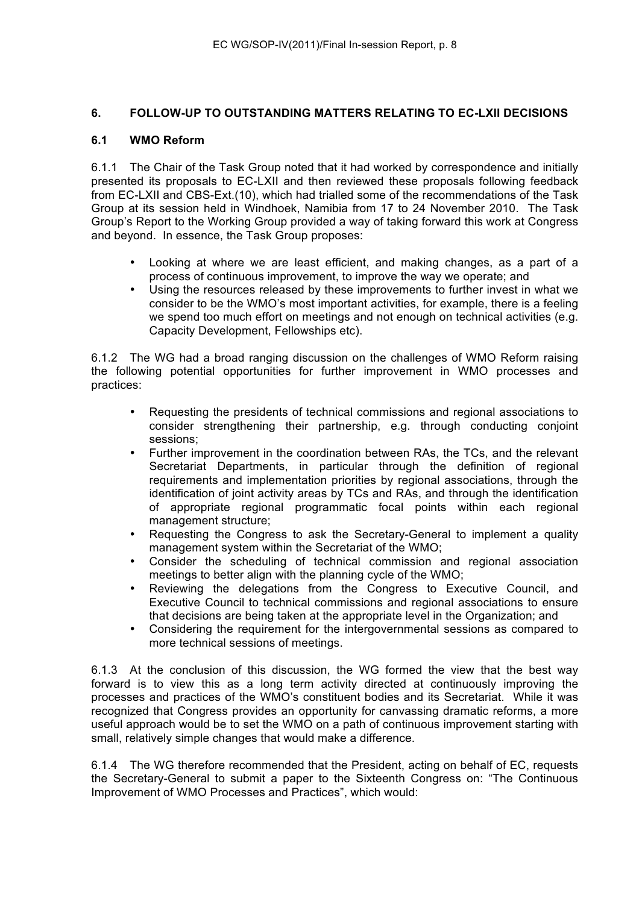## 6. FOLLOW-UP TO OUTSTANDING MATTERS RELATING TO EC-LXII DECISIONS

### 6.1 WMO Reform

6.1.1 The Chair of the Task Group noted that it had worked by correspondence and initially presented its proposals to EC-LXII and then reviewed these proposals following feedback from EC-LXII and CBS-Ext.(10), which had trialled some of the recommendations of the Task Group at its session held in Windhoek, Namibia from 17 to 24 November 2010. The Task Group's Report to the Working Group provided a way of taking forward this work at Congress and beyond. In essence, the Task Group proposes:

- Looking at where we are least efficient, and making changes, as a part of a process of continuous improvement, to improve the way we operate; and
- Using the resources released by these improvements to further invest in what we consider to be the WMO's most important activities, for example, there is a feeling we spend too much effort on meetings and not enough on technical activities (e.g. Capacity Development, Fellowships etc).

6.1.2 The WG had a broad ranging discussion on the challenges of WMO Reform raising the following potential opportunities for further improvement in WMO processes and practices:

- Requesting the presidents of technical commissions and regional associations to consider strengthening their partnership, e.g. through conducting conjoint sessions;
- Further improvement in the coordination between RAs, the TCs, and the relevant Secretariat Departments, in particular through the definition of regional requirements and implementation priorities by regional associations, through the identification of joint activity areas by TCs and RAs, and through the identification of appropriate regional programmatic focal points within each regional management structure;
- Requesting the Congress to ask the Secretary-General to implement a quality management system within the Secretariat of the WMO;
- Consider the scheduling of technical commission and regional association meetings to better align with the planning cycle of the WMO;
- Reviewing the delegations from the Congress to Executive Council, and Executive Council to technical commissions and regional associations to ensure that decisions are being taken at the appropriate level in the Organization; and
- Considering the requirement for the intergovernmental sessions as compared to more technical sessions of meetings.

6.1.3 At the conclusion of this discussion, the WG formed the view that the best way forward is to view this as a long term activity directed at continuously improving the processes and practices of the WMO's constituent bodies and its Secretariat. While it was recognized that Congress provides an opportunity for canvassing dramatic reforms, a more useful approach would be to set the WMO on a path of continuous improvement starting with small, relatively simple changes that would make a difference.

6.1.4 The WG therefore recommended that the President, acting on behalf of EC, requests the Secretary-General to submit a paper to the Sixteenth Congress on: "The Continuous Improvement of WMO Processes and Practices", which would: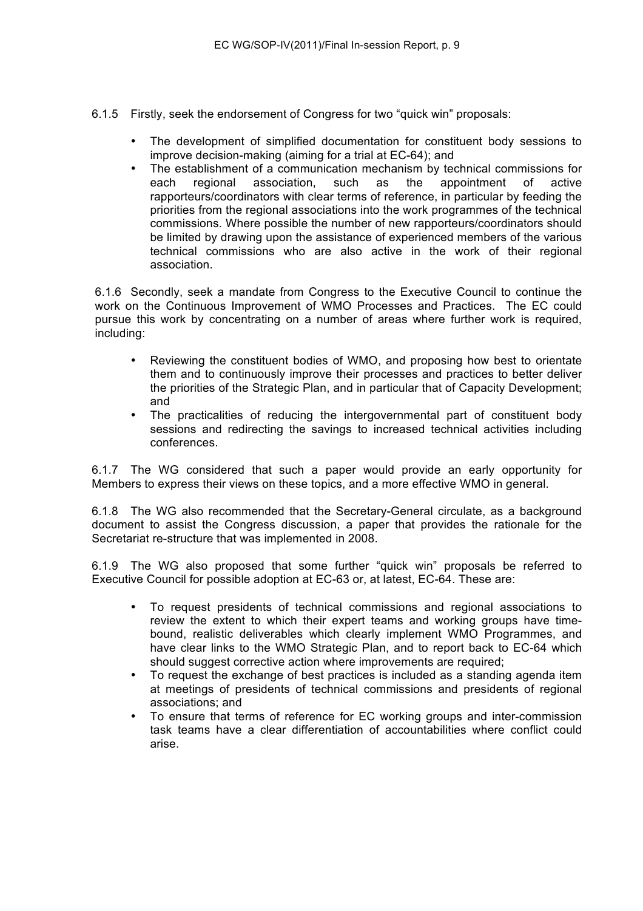6.1.5 Firstly, seek the endorsement of Congress for two “quick win” proposals:

- The development of simplified documentation for constituent body sessions to improve decision-making (aiming for a trial at EC-64); and
- The establishment of a communication mechanism by technical commissions for each regional association, such as the appointment of active rapporteurs/coordinators with clear terms of reference, in particular by feeding the priorities from the regional associations into the work programmes of the technical commissions. Where possible the number of new rapporteurs/coordinators should be limited by drawing upon the assistance of experienced members of the various technical commissions who are also active in the work of their regional association.

6.1.6 Secondly, seek a mandate from Congress to the Executive Council to continue the work on the Continuous Improvement of WMO Processes and Practices. The EC could pursue this work by concentrating on a number of areas where further work is required, including:

- Reviewing the constituent bodies of WMO, and proposing how best to orientate them and to continuously improve their processes and practices to better deliver the priorities of the Strategic Plan, and in particular that of Capacity Development; and
- The practicalities of reducing the intergovernmental part of constituent body sessions and redirecting the savings to increased technical activities including conferences.

6.1.7 The WG considered that such a paper would provide an early opportunity for Members to express their views on these topics, and a more effective WMO in general.

6.1.8 The WG also recommended that the Secretary-General circulate, as a background document to assist the Congress discussion, a paper that provides the rationale for the Secretariat re-structure that was implemented in 2008.

6.1.9 The WG also proposed that some further “quick win” proposals be referred to Executive Council for possible adoption at EC-63 or, at latest, EC-64. These are:

- To request presidents of technical commissions and regional associations to review the extent to which their expert teams and working groups have time-bound, realistic deliverables which clearly implement WMO Programmes, and have clear links to the WMO Strategic Plan, and to report back to EC-64 which should suggest corrective action where improvements are required;
- To request the exchange of best practices is included as a standing agenda item at meetings of presidents of technical commissions and presidents of regional associations; and
- To ensure that terms of reference for EC working groups and inter-commission task teams have a clear differentiation of accountabilities where conflict could arise.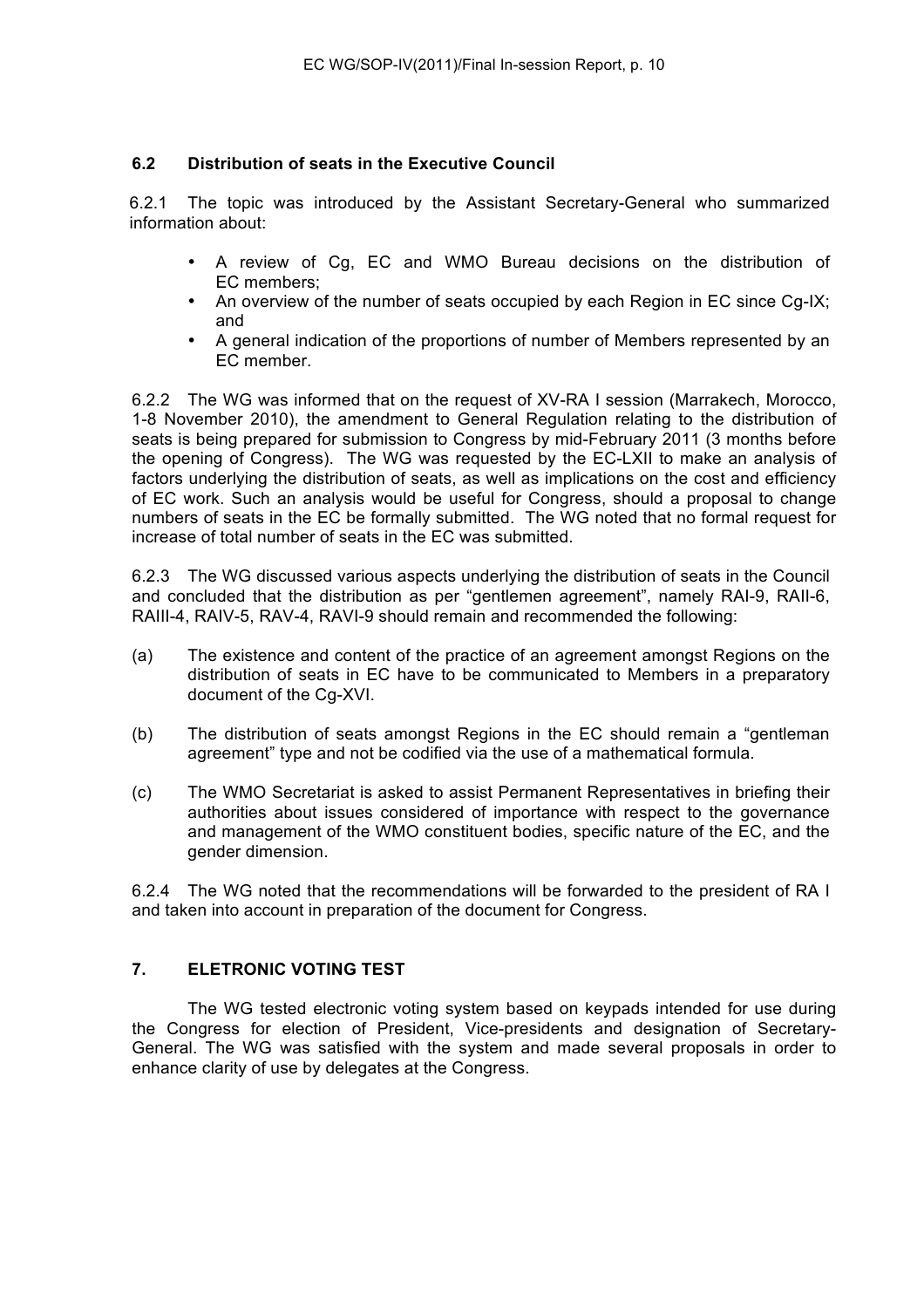### 6.2 Distribution of seats in the Executive Council

6.2.1 The topic was introduced by the Assistant Secretary-General who summarized information about:

- A review of Cg, EC and WMO Bureau decisions on the distribution of EC members;
- An overview of the number of seats occupied by each Region in EC since Cg-IX; and
- A general indication of the proportions of number of Members represented by an EC member.

6.2.2 The WG was informed that on the request of XV-RA I session (Marrakech, Morocco, 1-8 November 2010), the amendment to General Regulation relating to the distribution of seats is being prepared for submission to Congress by mid-February 2011 (3 months before the opening of Congress). The WG was requested by the EC-LXII to make an analysis of factors underlying the distribution of seats, as well as implications on the cost and efficiency of EC work. Such an analysis would be useful for Congress, should a proposal to change numbers of seats in the EC be formally submitted. The WG noted that no formal request for increase of total number of seats in the EC was submitted.

6.2.3 The WG discussed various aspects underlying the distribution of seats in the Council and concluded that the distribution as per "gentlemen agreement", namely RAI-9, RAII-6, RAIII-4, RAIV-5, RAV-4, RAVI-9 should remain and recommended the following:

(a) The existence and content of the practice of an agreement amongst Regions on the distribution of seats in EC have to be communicated to Members in a preparatory document of the Cg-XVI.

(b) The distribution of seats amongst Regions in the EC should remain a "gentleman agreement" type and not be codified via the use of a mathematical formula.

(c) The WMO Secretariat is asked to assist Permanent Representatives in briefing their authorities about issues considered of importance with respect to the governance and management of the WMO constituent bodies, specific nature of the EC, and the gender dimension.

6.2.4 The WG noted that the recommendations will be forwarded to the president of RA I and taken into account in preparation of the document for Congress.

## 7. ELETRONIC VOTING TEST

The WG tested electronic voting system based on keypads intended for use during the Congress for election of President, Vice-presidents and designation of Secretary-General. The WG was satisfied with the system and made several proposals in order to enhance clarity of use by delegates at the Congress.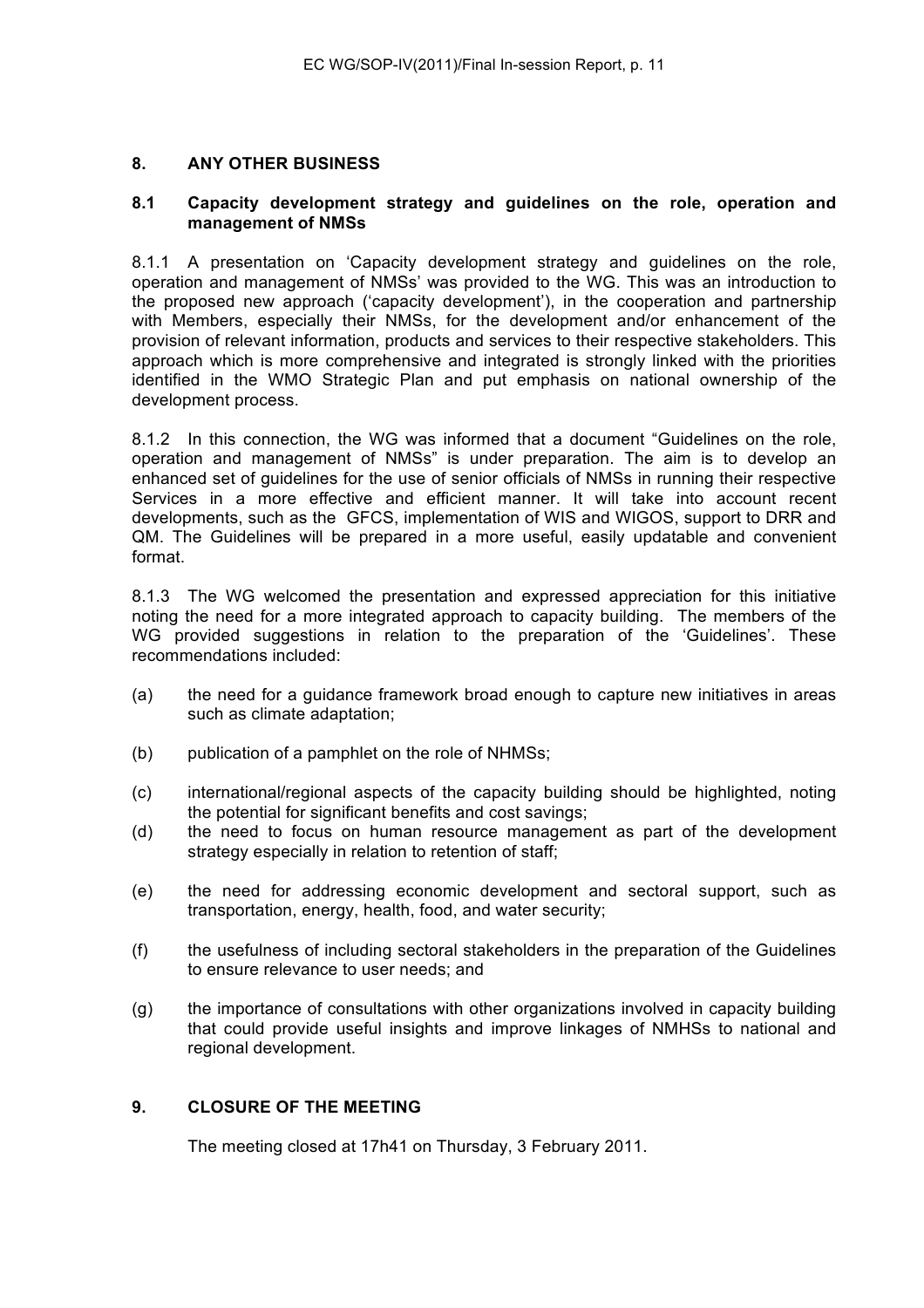## 8. ANY OTHER BUSINESS

### 8.1 Capacity development strategy and guidelines on the role, operation and management of NMSs

8.1.1 A presentation on 'Capacity development strategy and guidelines on the role, operation and management of NMSs' was provided to the WG. This was an introduction to the proposed new approach ('capacity development'), in the cooperation and partnership with Members, especially their NMSs, for the development and/or enhancement of the provision of relevant information, products and services to their respective stakeholders. This approach which is more comprehensive and integrated is strongly linked with the priorities identified in the WMO Strategic Plan and put emphasis on national ownership of the development process.

8.1.2 In this connection, the WG was informed that a document "Guidelines on the role, operation and management of NMSs" is under preparation. The aim is to develop an enhanced set of guidelines for the use of senior officials of NMSs in running their respective Services in a more effective and efficient manner. It will take into account recent developments, such as the GFCS, implementation of WIS and WIGOS, support to DRR and QM. The Guidelines will be prepared in a more useful, easily updatable and convenient format.

8.1.3 The WG welcomed the presentation and expressed appreciation for this initiative noting the need for a more integrated approach to capacity building. The members of the WG provided suggestions in relation to the preparation of the 'Guidelines'. These recommendations included:

(a) the need for a guidance framework broad enough to capture new initiatives in areas such as climate adaptation;

(b) publication of a pamphlet on the role of NHMSs;

(c) international/regional aspects of the capacity building should be highlighted, noting the potential for significant benefits and cost savings;

(d) the need to focus on human resource management as part of the development strategy especially in relation to retention of staff;

(e) the need for addressing economic development and sectoral support, such as transportation, energy, health, food, and water security;

(f) the usefulness of including sectoral stakeholders in the preparation of the Guidelines to ensure relevance to user needs; and

(g) the importance of consultations with other organizations involved in capacity building that could provide useful insights and improve linkages of NMHSs to national and regional development.

## 9. CLOSURE OF THE MEETING

The meeting closed at 17h41 on Thursday, 3 February 2011.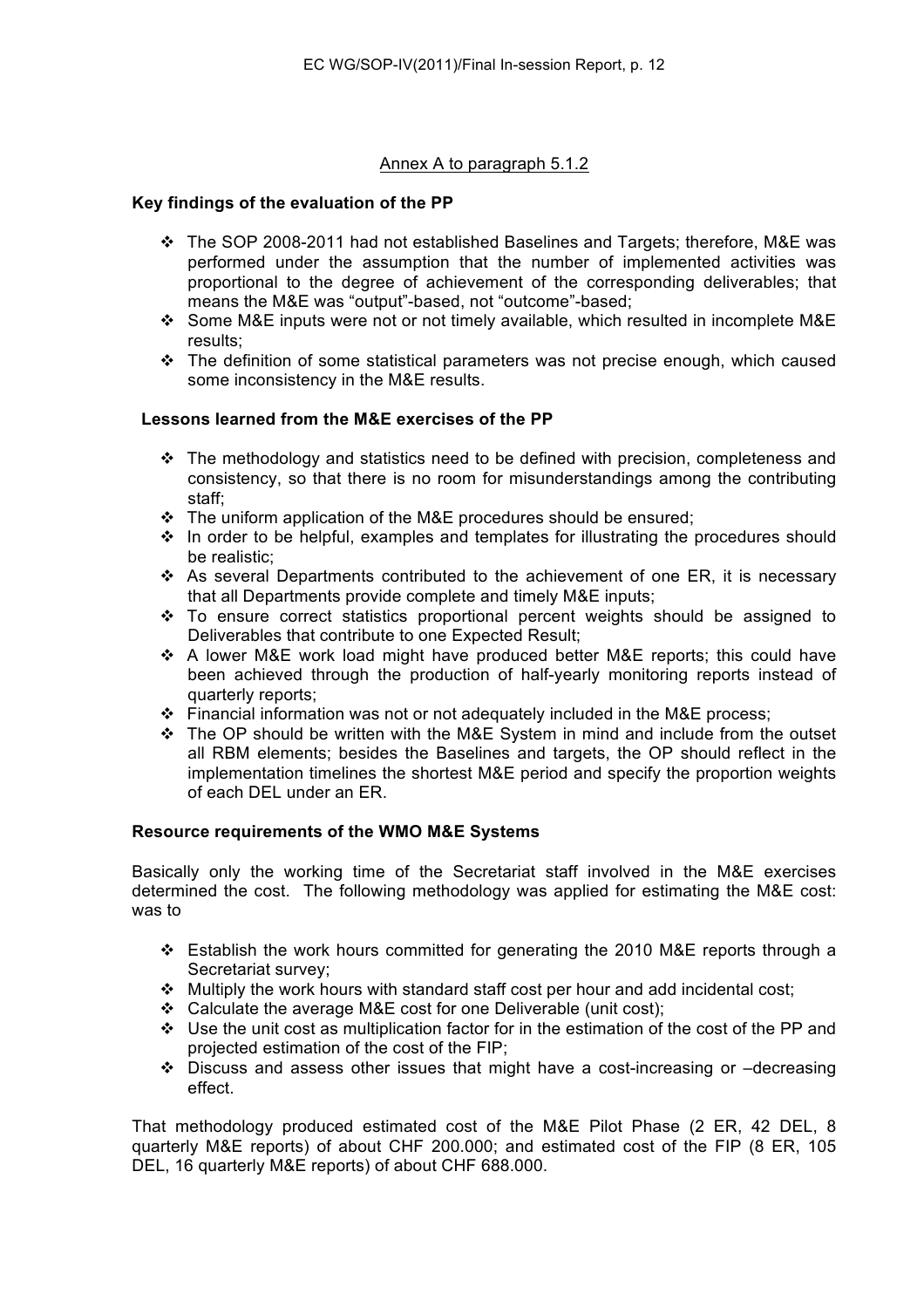Annex A to paragraph 5.1.2

**Key findings of the evaluation of the PP**

- The SOP 2008-2011 had not established Baselines and Targets; therefore, M&E was performed under the assumption that the number of implemented activities was proportional to the degree of achievement of the corresponding deliverables; that means the M&E was "output"-based, not "outcome"-based;
- Some M&E inputs were not or not timely available, which resulted in incomplete M&E results;
- The definition of some statistical parameters was not precise enough, which caused some inconsistency in the M&E results.

**Lessons learned from the M&E exercises of the PP**

- The methodology and statistics need to be defined with precision, completeness and consistency, so that there is no room for misunderstandings among the contributing staff;
- The uniform application of the M&E procedures should be ensured;
- In order to be helpful, examples and templates for illustrating the procedures should be realistic;
- As several Departments contributed to the achievement of one ER, it is necessary that all Departments provide complete and timely M&E inputs;
- To ensure correct statistics proportional percent weights should be assigned to Deliverables that contribute to one Expected Result;
- A lower M&E work load might have produced better M&E reports; this could have been achieved through the production of half-yearly monitoring reports instead of quarterly reports;
- Financial information was not or not adequately included in the M&E process;
- The OP should be written with the M&E System in mind and include from the outset all RBM elements; besides the Baselines and targets, the OP should reflect in the implementation timelines the shortest M&E period and specify the proportion weights of each DEL under an ER.

**Resource requirements of the WMO M&E Systems**

Basically only the working time of the Secretariat staff involved in the M&E exercises determined the cost. The following methodology was applied for estimating the M&E cost: was to

- Establish the work hours committed for generating the 2010 M&E reports through a Secretariat survey;
- Multiply the work hours with standard staff cost per hour and add incidental cost;
- Calculate the average M&E cost for one Deliverable (unit cost);
- Use the unit cost as multiplication factor for in the estimation of the cost of the PP and projected estimation of the cost of the FIP;
- Discuss and assess other issues that might have a cost-increasing or –decreasing effect.

That methodology produced estimated cost of the M&E Pilot Phase (2 ER, 42 DEL, 8 quarterly M&E reports) of about CHF 200.000; and estimated cost of the FIP (8 ER, 105 DEL, 16 quarterly M&E reports) of about CHF 688.000.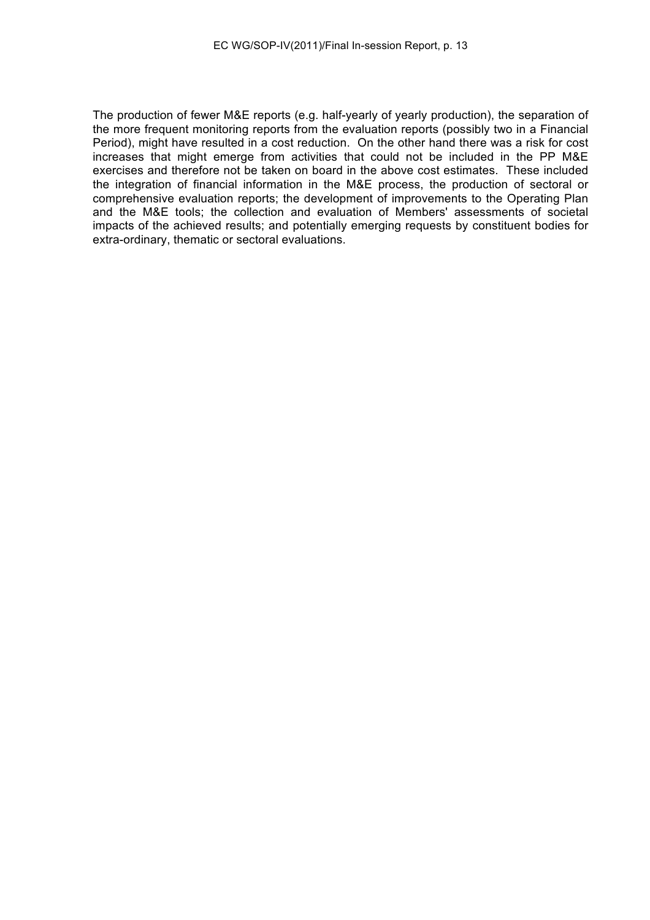The production of fewer M&E reports (e.g. half-yearly of yearly production), the separation of the more frequent monitoring reports from the evaluation reports (possibly two in a Financial Period), might have resulted in a cost reduction. On the other hand there was a risk for cost increases that might emerge from activities that could not be included in the PP M&E exercises and therefore not be taken on board in the above cost estimates. These included the integration of financial information in the M&E process, the production of sectoral or comprehensive evaluation reports; the development of improvements to the Operating Plan and the M&E tools; the collection and evaluation of Members' assessments of societal impacts of the achieved results; and potentially emerging requests by constituent bodies for extra-ordinary, thematic or sectoral evaluations.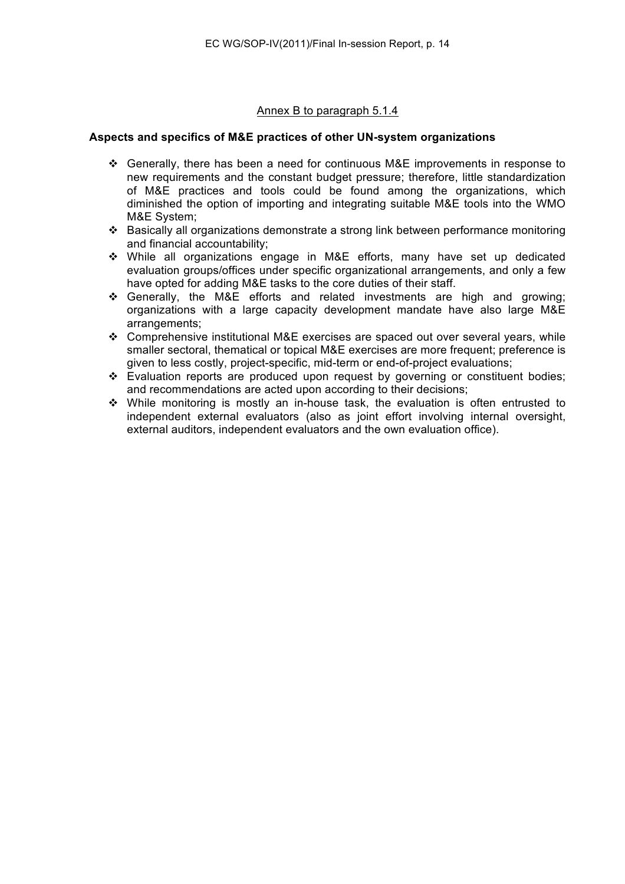Annex B to paragraph 5.1.4

**Aspects and specifics of M&E practices of other UN-system organizations**

- Generally, there has been a need for continuous M&E improvements in response to new requirements and the constant budget pressure; therefore, little standardization of M&E practices and tools could be found among the organizations, which diminished the option of importing and integrating suitable M&E tools into the WMO M&E System;
- Basically all organizations demonstrate a strong link between performance monitoring and financial accountability;
- While all organizations engage in M&E efforts, many have set up dedicated evaluation groups/offices under specific organizational arrangements, and only a few have opted for adding M&E tasks to the core duties of their staff.
- Generally, the M&E efforts and related investments are high and growing; organizations with a large capacity development mandate have also large M&E arrangements;
- Comprehensive institutional M&E exercises are spaced out over several years, while smaller sectoral, thematical or topical M&E exercises are more frequent; preference is given to less costly, project-specific, mid-term or end-of-project evaluations;
- Evaluation reports are produced upon request by governing or constituent bodies; and recommendations are acted upon according to their decisions;
- While monitoring is mostly an in-house task, the evaluation is often entrusted to independent external evaluators (also as joint effort involving internal oversight, external auditors, independent evaluators and the own evaluation office).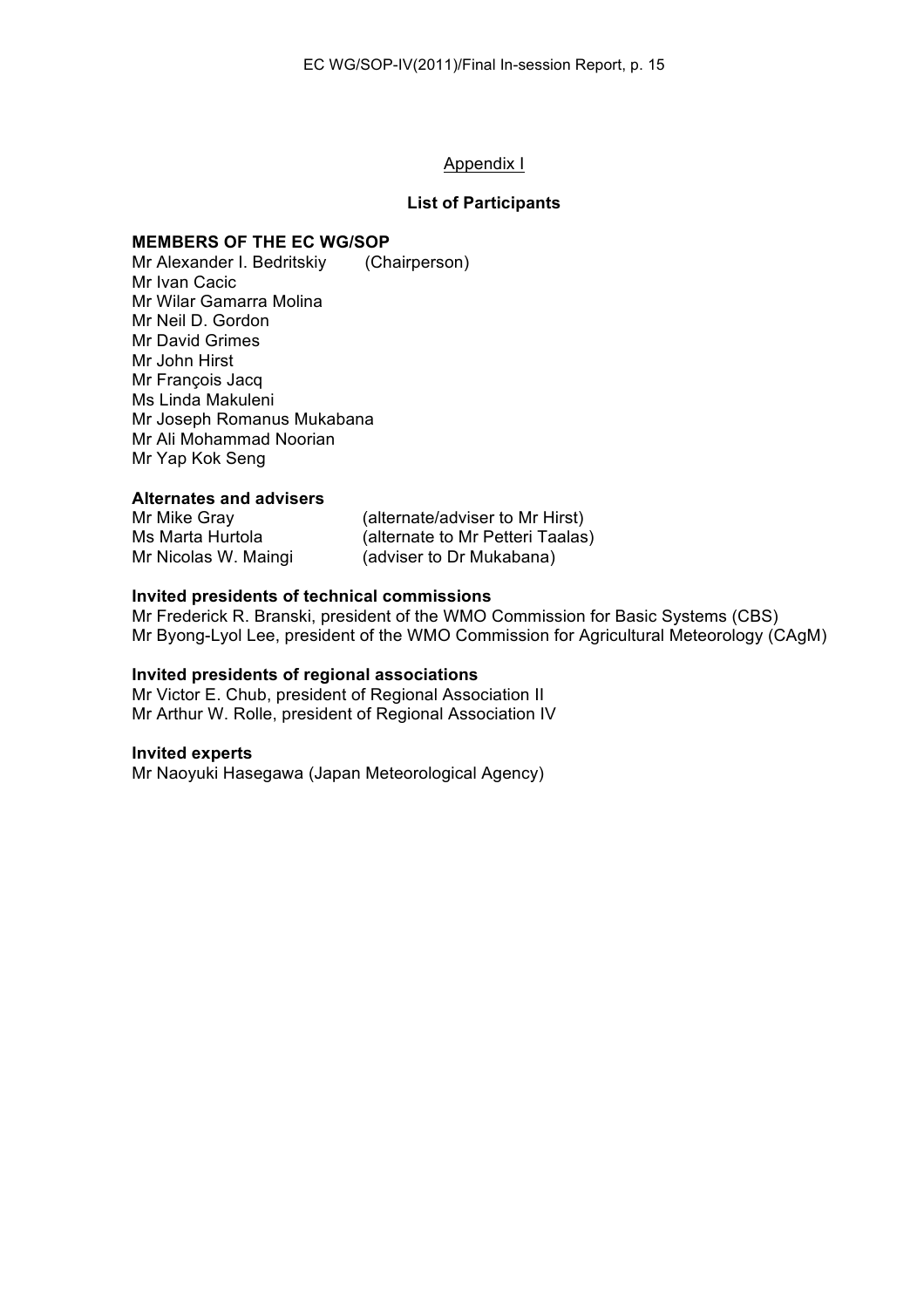Appendix I

**List of Participants**

**MEMBERS OF THE EC WG/SOP**

Mr Alexander I. Bedritskiy (Chairperson)
Mr Ivan Cacic
Mr Wilar Gamarra Molina
Mr Neil D. Gordon
Mr David Grimes
Mr John Hirst
Mr François Jacq
Ms Linda Makuleni
Mr Joseph Romanus Mukabana
Mr Ali Mohammad Noorian
Mr Yap Kok Seng

**Alternates and advisers**

Mr Mike Gray (alternate/adviser to Mr Hirst)
Ms Marta Hurtola (alternate to Mr Petteri Taalas)
Mr Nicolas W. Maingi (adviser to Dr Mukabana)

**Invited presidents of technical commissions**

Mr Frederick R. Branski, president of the WMO Commission for Basic Systems (CBS)
Mr Byong-Lyol Lee, president of the WMO Commission for Agricultural Meteorology (CAgM)

**Invited presidents of regional associations**

Mr Victor E. Chub, president of Regional Association II
Mr Arthur W. Rolle, president of Regional Association IV

**Invited experts**

Mr Naoyuki Hasegawa (Japan Meteorological Agency)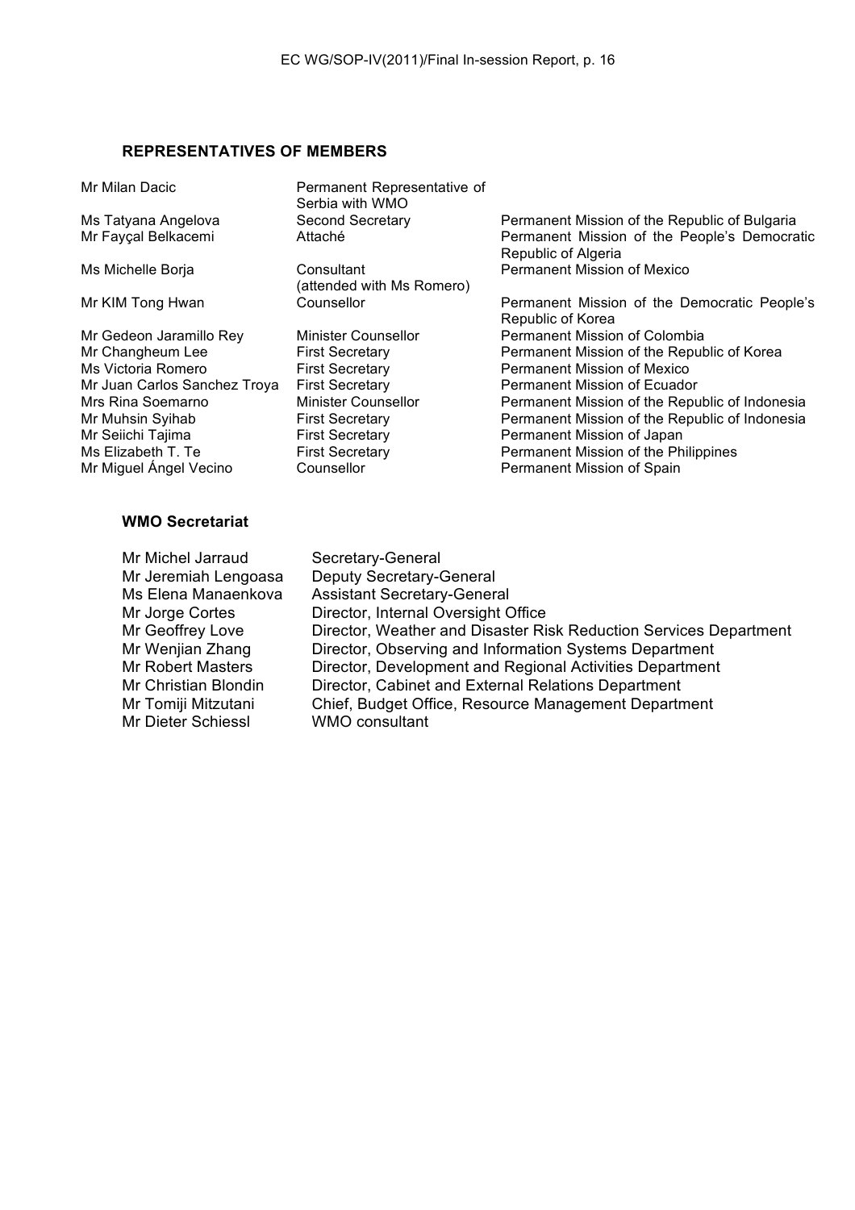### REPRESENTATIVES OF MEMBERS

| | | |
|---|---|---|
| Mr Milan Dacic | Permanent Representative of Serbia with WMO | |
| Ms Tatyana Angelova | Second Secretary | Permanent Mission of the Republic of Bulgaria |
| Mr Fayçal Belkacemi | Attaché | Permanent Mission of the People's Democratic Republic of Algeria |
| Ms Michelle Borja | Consultant (attended with Ms Romero) | Permanent Mission of Mexico |
| Mr KIM Tong Hwan | Counsellor | Permanent Mission of the Democratic People's Republic of Korea |
| Mr Gedeon Jaramillo Rey | Minister Counsellor | Permanent Mission of Colombia |
| Mr Changheum Lee | First Secretary | Permanent Mission of the Republic of Korea |
| Ms Victoria Romero | First Secretary | Permanent Mission of Mexico |
| Mr Juan Carlos Sanchez Troya | First Secretary | Permanent Mission of Ecuador |
| Mrs Rina Soemarno | Minister Counsellor | Permanent Mission of the Republic of Indonesia |
| Mr Muhsin Syihab | First Secretary | Permanent Mission of the Republic of Indonesia |
| Mr Seiichi Tajima | First Secretary | Permanent Mission of Japan |
| Ms Elizabeth T. Te | First Secretary | Permanent Mission of the Philippines |
| Mr Miguel Ángel Vecino | Counsellor | Permanent Mission of Spain |

### WMO Secretariat

| | |
|---|---|
| Mr Michel Jarraud | Secretary-General |
| Mr Jeremiah Lengoasa | Deputy Secretary-General |
| Ms Elena Manaenkova | Assistant Secretary-General |
| Mr Jorge Cortes | Director, Internal Oversight Office |
| Mr Geoffrey Love | Director, Weather and Disaster Risk Reduction Services Department |
| Mr Wenjian Zhang | Director, Observing and Information Systems Department |
| Mr Robert Masters | Director, Development and Regional Activities Department |
| Mr Christian Blondin | Director, Cabinet and External Relations Department |
| Mr Tomiji Mitzutani | Chief, Budget Office, Resource Management Department |
| Mr Dieter Schiessl | WMO consultant |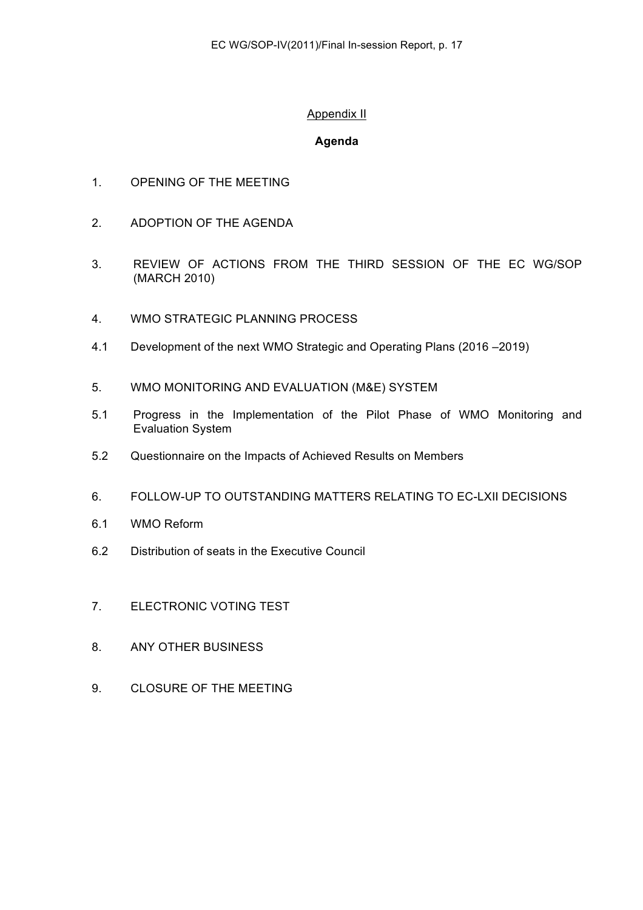Appendix II

**Agenda**

1. OPENING OF THE MEETING

2. ADOPTION OF THE AGENDA

3. REVIEW OF ACTIONS FROM THE THIRD SESSION OF THE EC WG/SOP (MARCH 2010)

4. WMO STRATEGIC PLANNING PROCESS

4.1 Development of the next WMO Strategic and Operating Plans (2016 –2019)

5. WMO MONITORING AND EVALUATION (M&E) SYSTEM

5.1 Progress in the Implementation of the Pilot Phase of WMO Monitoring and Evaluation System

5.2 Questionnaire on the Impacts of Achieved Results on Members

6. FOLLOW-UP TO OUTSTANDING MATTERS RELATING TO EC-LXII DECISIONS

6.1 WMO Reform

6.2 Distribution of seats in the Executive Council

7. ELECTRONIC VOTING TEST

8. ANY OTHER BUSINESS

9. CLOSURE OF THE MEETING